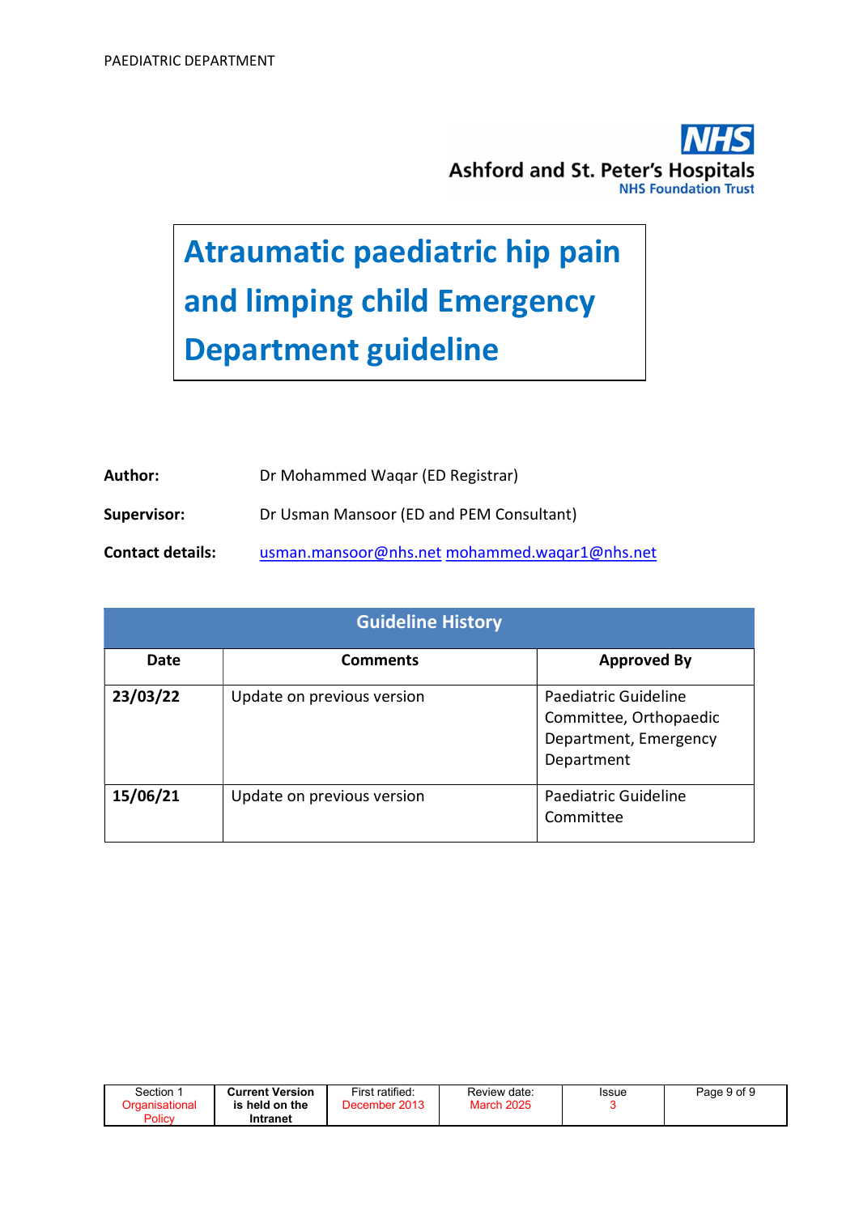Ashford and St. Peter's Hospitals
NHS Foundation Trust

# Atraumatic paediatric hip pain and limping child Emergency Department guideline

**Author:** Dr Mohammed Waqar (ED Registrar)

**Supervisor:** Dr Usman Mansoor (ED and PEM Consultant)

**Contact details:** usman.mansoor@nhs.net mohammed.waqar1@nhs.net

| Guideline History | | |
|---|---|---|
| **Date** | **Comments** | **Approved By** |
| **23/03/22** | Update on previous version | Paediatric Guideline Committee, Orthopaedic Department, Emergency Department |
| **15/06/21** | Update on previous version | Paediatric Guideline Committee |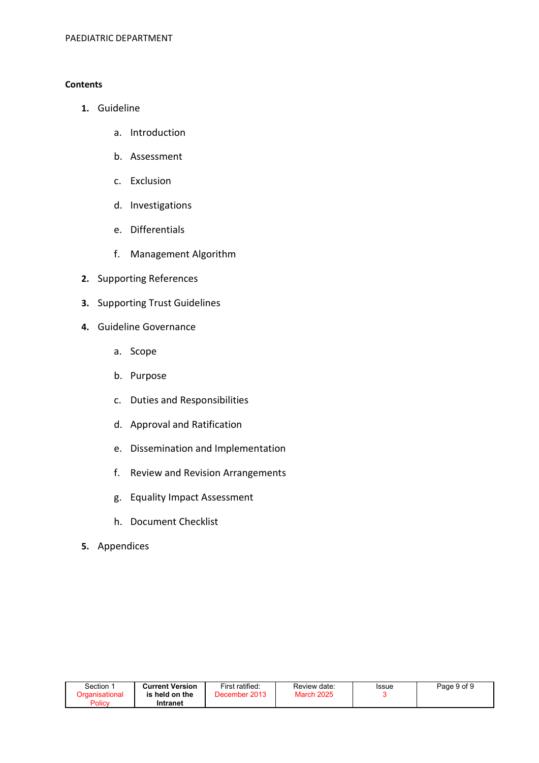**Contents**

1. Guideline
    a. Introduction
    b. Assessment
    c. Exclusion
    d. Investigations
    e. Differentials
    f. Management Algorithm
2. Supporting References
3. Supporting Trust Guidelines
4. Guideline Governance
    a. Scope
    b. Purpose
    c. Duties and Responsibilities
    d. Approval and Ratification
    e. Dissemination and Implementation
    f. Review and Revision Arrangements
    g. Equality Impact Assessment
    h. Document Checklist
5. Appendices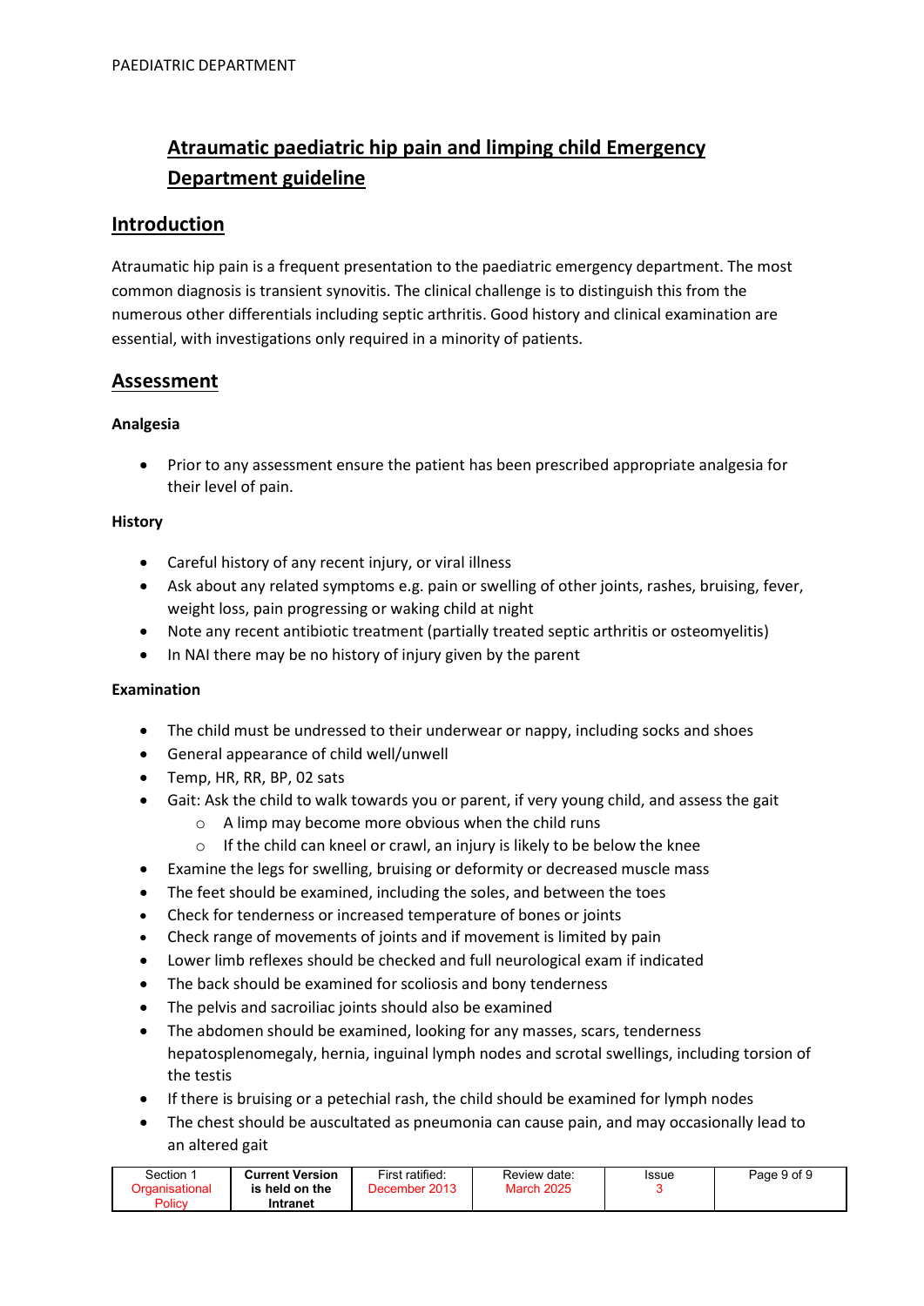# Atraumatic paediatric hip pain and limping child Emergency Department guideline

## Introduction

Atraumatic hip pain is a frequent presentation to the paediatric emergency department. The most common diagnosis is transient synovitis. The clinical challenge is to distinguish this from the numerous other differentials including septic arthritis. Good history and clinical examination are essential, with investigations only required in a minority of patients.

## Assessment

### Analgesia

- Prior to any assessment ensure the patient has been prescribed appropriate analgesia for their level of pain.

### History

- Careful history of any recent injury, or viral illness
- Ask about any related symptoms e.g. pain or swelling of other joints, rashes, bruising, fever, weight loss, pain progressing or waking child at night
- Note any recent antibiotic treatment (partially treated septic arthritis or osteomyelitis)
- In NAI there may be no history of injury given by the parent

### Examination

- The child must be undressed to their underwear or nappy, including socks and shoes
- General appearance of child well/unwell
- Temp, HR, RR, BP, 02 sats
- Gait: Ask the child to walk towards you or parent, if very young child, and assess the gait
  - A limp may become more obvious when the child runs
  - If the child can kneel or crawl, an injury is likely to be below the knee
- Examine the legs for swelling, bruising or deformity or decreased muscle mass
- The feet should be examined, including the soles, and between the toes
- Check for tenderness or increased temperature of bones or joints
- Check range of movements of joints and if movement is limited by pain
- Lower limb reflexes should be checked and full neurological exam if indicated
- The back should be examined for scoliosis and bony tenderness
- The pelvis and sacroiliac joints should also be examined
- The abdomen should be examined, looking for any masses, scars, tenderness hepatosplenomegaly, hernia, inguinal lymph nodes and scrotal swellings, including torsion of the testis
- If there is bruising or a petechial rash, the child should be examined for lymph nodes
- The chest should be auscultated as pneumonia can cause pain, and may occasionally lead to an altered gait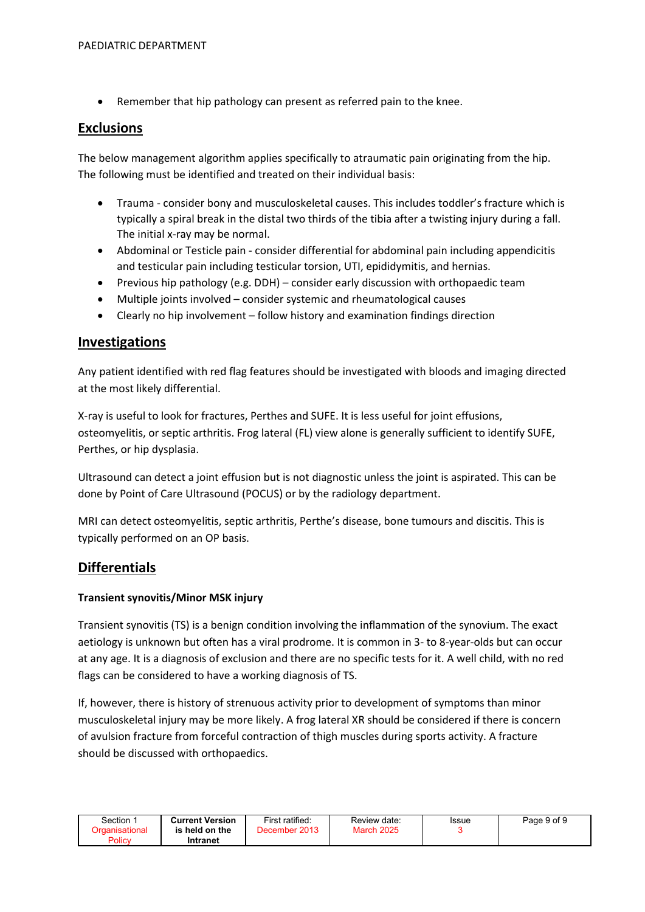- Remember that hip pathology can present as referred pain to the knee.

## Exclusions

The below management algorithm applies specifically to atraumatic pain originating from the hip. The following must be identified and treated on their individual basis:

- Trauma - consider bony and musculoskeletal causes. This includes toddler's fracture which is typically a spiral break in the distal two thirds of the tibia after a twisting injury during a fall. The initial x-ray may be normal.
- Abdominal or Testicle pain - consider differential for abdominal pain including appendicitis and testicular pain including testicular torsion, UTI, epididymitis, and hernias.
- Previous hip pathology (e.g. DDH) – consider early discussion with orthopaedic team
- Multiple joints involved – consider systemic and rheumatological causes
- Clearly no hip involvement – follow history and examination findings direction

## Investigations

Any patient identified with red flag features should be investigated with bloods and imaging directed at the most likely differential.

X-ray is useful to look for fractures, Perthes and SUFE. It is less useful for joint effusions, osteomyelitis, or septic arthritis. Frog lateral (FL) view alone is generally sufficient to identify SUFE, Perthes, or hip dysplasia.

Ultrasound can detect a joint effusion but is not diagnostic unless the joint is aspirated. This can be done by Point of Care Ultrasound (POCUS) or by the radiology department.

MRI can detect osteomyelitis, septic arthritis, Perthe's disease, bone tumours and discitis. This is typically performed on an OP basis.

## Differentials

**Transient synovitis/Minor MSK injury**

Transient synovitis (TS) is a benign condition involving the inflammation of the synovium. The exact aetiology is unknown but often has a viral prodrome. It is common in 3- to 8-year-olds but can occur at any age. It is a diagnosis of exclusion and there are no specific tests for it. A well child, with no red flags can be considered to have a working diagnosis of TS.

If, however, there is history of strenuous activity prior to development of symptoms than minor musculoskeletal injury may be more likely. A frog lateral XR should be considered if there is concern of avulsion fracture from forceful contraction of thigh muscles during sports activity. A fracture should be discussed with orthopaedics.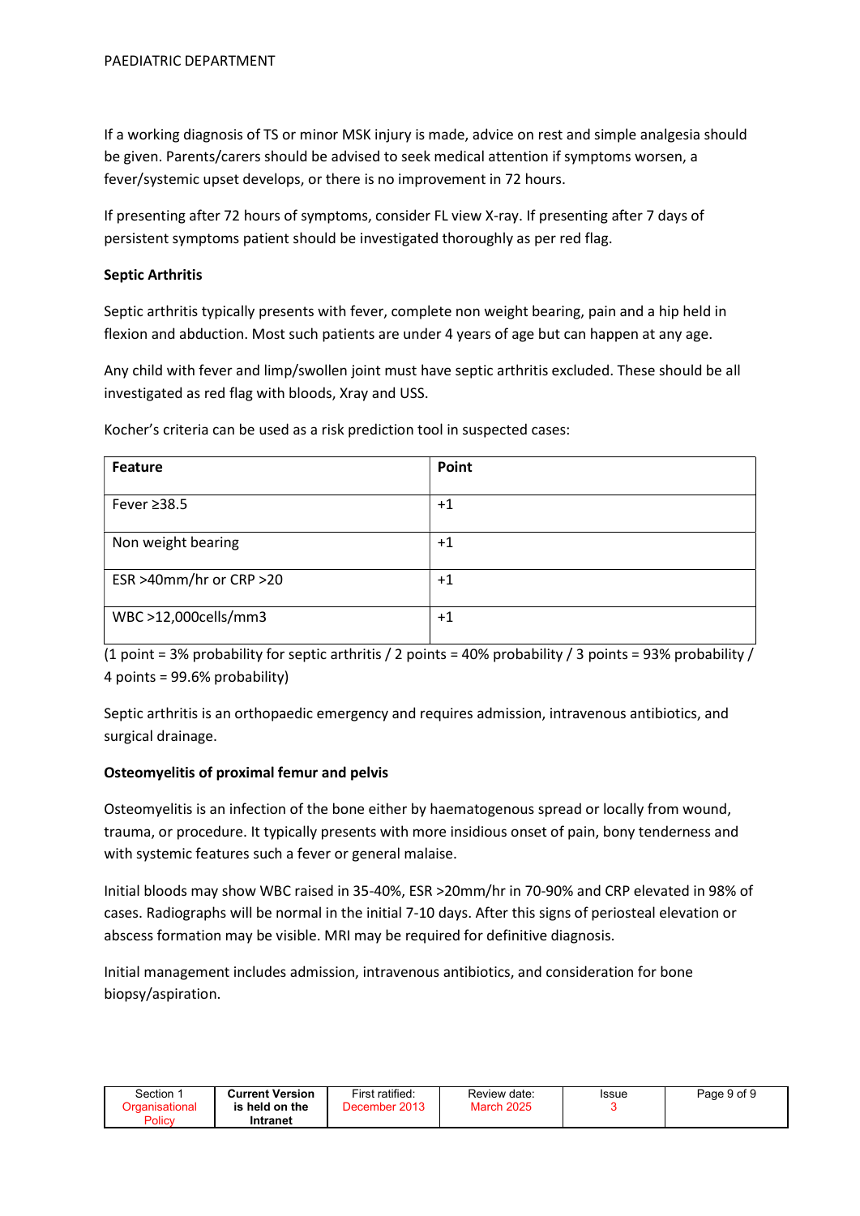If a working diagnosis of TS or minor MSK injury is made, advice on rest and simple analgesia should be given. Parents/carers should be advised to seek medical attention if symptoms worsen, a fever/systemic upset develops, or there is no improvement in 72 hours.

If presenting after 72 hours of symptoms, consider FL view X-ray. If presenting after 7 days of persistent symptoms patient should be investigated thoroughly as per red flag.

**Septic Arthritis**

Septic arthritis typically presents with fever, complete non weight bearing, pain and a hip held in flexion and abduction. Most such patients are under 4 years of age but can happen at any age.

Any child with fever and limp/swollen joint must have septic arthritis excluded. These should be all investigated as red flag with bloods, Xray and USS.

Kocher's criteria can be used as a risk prediction tool in suspected cases:

| Feature | Point |
|---|---|
| Fever ≥38.5 | +1 |
| Non weight bearing | +1 |
| ESR >40mm/hr or CRP >20 | +1 |
| WBC >12,000cells/mm3 | +1 |

(1 point = 3% probability for septic arthritis / 2 points = 40% probability / 3 points = 93% probability / 4 points = 99.6% probability)

Septic arthritis is an orthopaedic emergency and requires admission, intravenous antibiotics, and surgical drainage.

**Osteomyelitis of proximal femur and pelvis**

Osteomyelitis is an infection of the bone either by haematogenous spread or locally from wound, trauma, or procedure. It typically presents with more insidious onset of pain, bony tenderness and with systemic features such a fever or general malaise.

Initial bloods may show WBC raised in 35-40%, ESR >20mm/hr in 70-90% and CRP elevated in 98% of cases. Radiographs will be normal in the initial 7-10 days. After this signs of periosteal elevation or abscess formation may be visible. MRI may be required for definitive diagnosis.

Initial management includes admission, intravenous antibiotics, and consideration for bone biopsy/aspiration.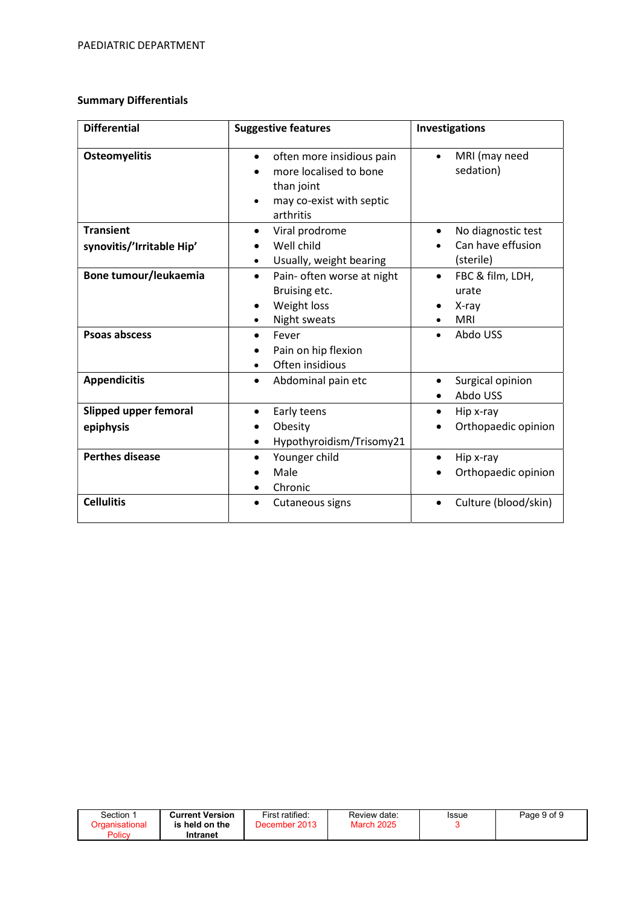**Summary Differentials**

| Differential | Suggestive features | Investigations |
|---|---|---|
| **Osteomyelitis** | • often more insidious pain<br>• more localised to bone than joint<br>• may co-exist with septic arthritis | • MRI (may need sedation) |
| **Transient synovitis/'Irritable Hip'** | • Viral prodrome<br>• Well child<br>• Usually, weight bearing | • No diagnostic test<br>• Can have effusion (sterile) |
| **Bone tumour/leukaemia** | • Pain- often worse at night Bruising etc.<br>• Weight loss<br>• Night sweats | • FBC & film, LDH, urate<br>• X-ray<br>• MRI |
| **Psoas abscess** | • Fever<br>• Pain on hip flexion<br>• Often insidious | • Abdo USS |
| **Appendicitis** | • Abdominal pain etc | • Surgical opinion<br>• Abdo USS |
| **Slipped upper femoral epiphysis** | • Early teens<br>• Obesity<br>• Hypothyroidism/Trisomy21 | • Hip x-ray<br>• Orthopaedic opinion |
| **Perthes disease** | • Younger child<br>• Male<br>• Chronic | • Hip x-ray<br>• Orthopaedic opinion |
| **Cellulitis** | • Cutaneous signs | • Culture (blood/skin) |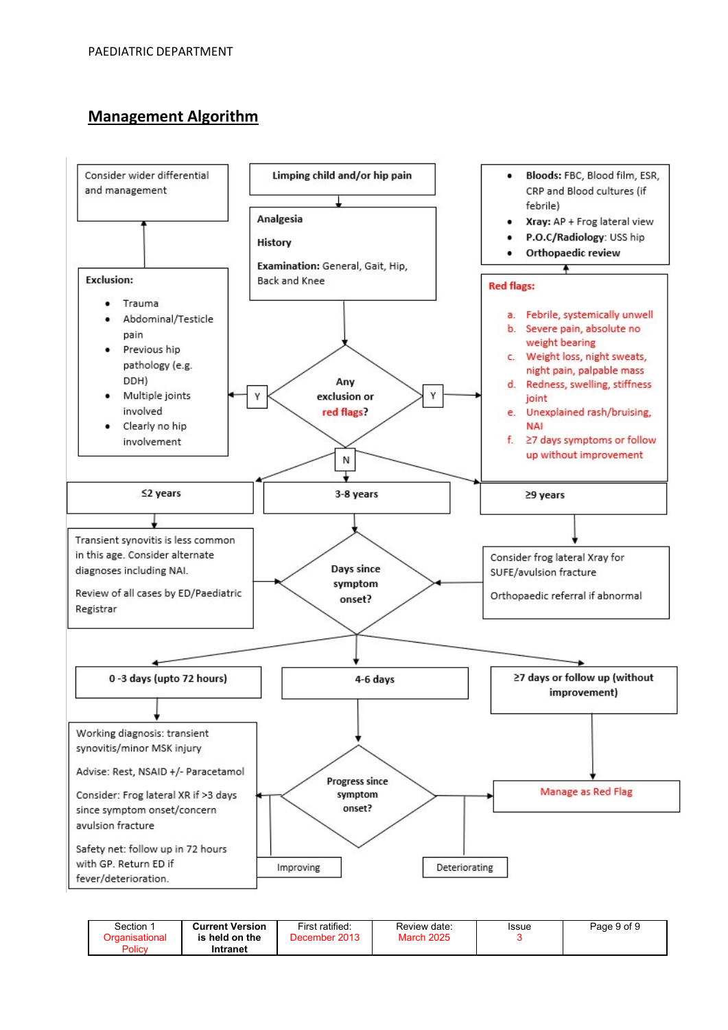PAEDIATRIC DEPARTMENT

## Management Algorithm

**Limping child and/or hip pain**

**Analgesia**

**History**

**Examination:** General, Gait, Hip, Back and Knee

**Any exclusion or red flags?**

**Y → Exclusion:**

- Trauma
- Abdominal/Testicle pain
- Previous hip pathology (e.g. DDH)
- Multiple joints involved
- Clearly no hip involvement

→ Consider wider differential and management

**Y → Red flags:**

a. Febrile, systemically unwell
b. Severe pain, absolute no weight bearing
c. Weight loss, night sweats, night pain, palpable mass
d. Redness, swelling, stiffness joint
e. Unexplained rash/bruising, NAI
f. ≥7 days symptoms or follow up without improvement

→

- **Bloods:** FBC, Blood film, ESR, CRP and Blood cultures (if febrile)
- **Xray:** AP + Frog lateral view
- **P.O.C/Radiology**: USS hip
- **Orthopaedic review**

**N →**

**≤2 years**

Transient synovitis is less common in this age. Consider alternate diagnoses including NAI.

Review of all cases by ED/Paediatric Registrar

**3-8 years**

**≥9 years**

Consider frog lateral Xray for SUFE/avulsion fracture

Orthopaedic referral if abnormal

**Days since symptom onset?**

**0 -3 days (upto 72 hours)**

Working diagnosis: transient synovitis/minor MSK injury

Advise: Rest, NSAID +/- Paracetamol

Consider: Frog lateral XR if >3 days since symptom onset/concern avulsion fracture

Safety net: follow up in 72 hours with GP. Return ED if fever/deterioration.

**4-6 days**

**Progress since symptom onset?**

- Improving → Working diagnosis: transient synovitis/minor MSK injury (as above)
- Deteriorating → Manage as Red Flag

**≥7 days or follow up (without improvement)**

Manage as Red Flag

| Section 1 Organisational Policy | Current Version is held on the Intranet | First ratified: December 2013 | Review date: March 2025 | Issue 3 | Page 9 of 9 |
|---|---|---|---|---|---|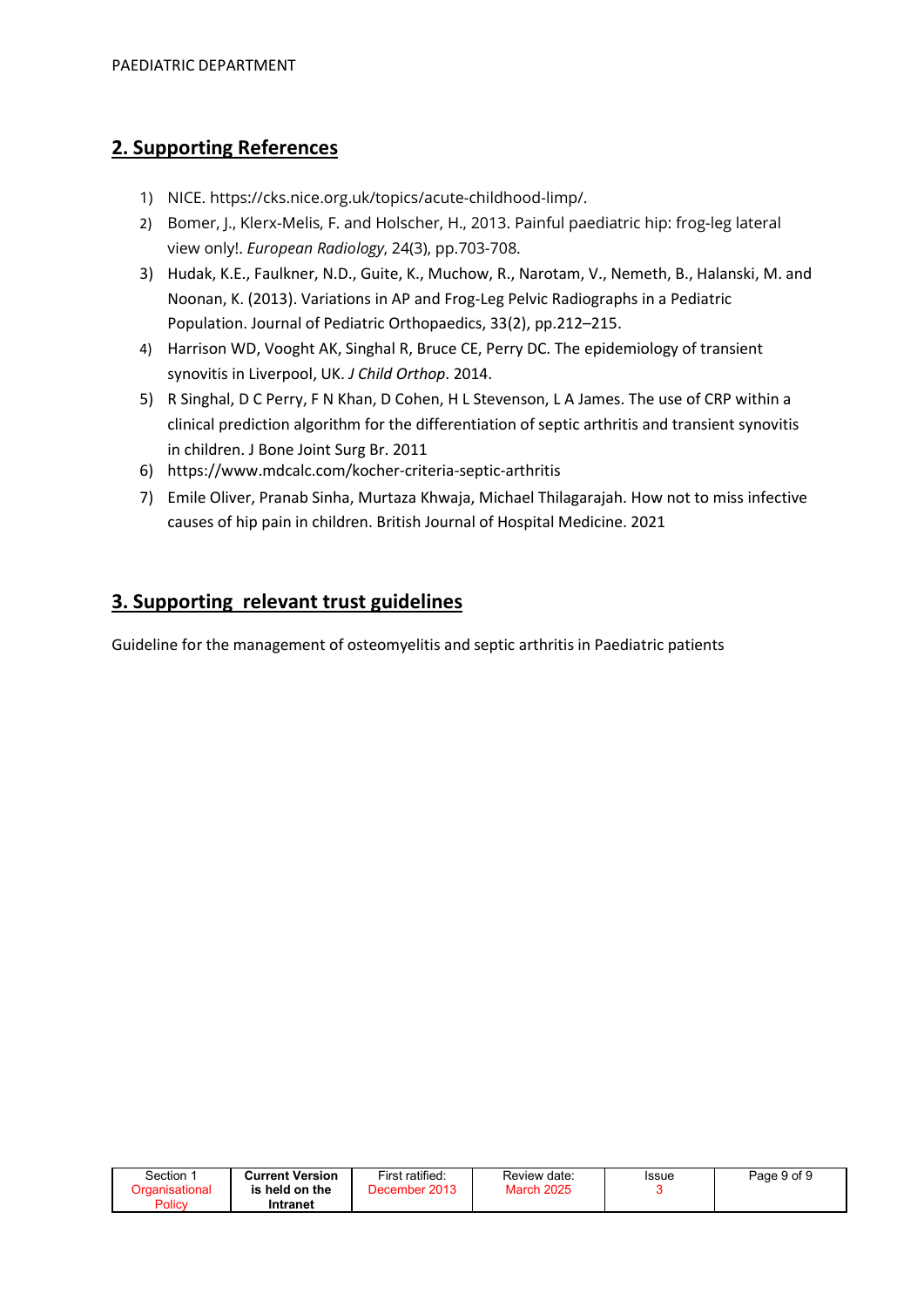## 2. Supporting References

1) NICE. https://cks.nice.org.uk/topics/acute-childhood-limp/.
2) Bomer, J., Klerx-Melis, F. and Holscher, H., 2013. Painful paediatric hip: frog-leg lateral view only!. *European Radiology*, 24(3), pp.703-708.
3) Hudak, K.E., Faulkner, N.D., Guite, K., Muchow, R., Narotam, V., Nemeth, B., Halanski, M. and Noonan, K. (2013). Variations in AP and Frog-Leg Pelvic Radiographs in a Pediatric Population. Journal of Pediatric Orthopaedics, 33(2), pp.212–215.
4) Harrison WD, Vooght AK, Singhal R, Bruce CE, Perry DC. The epidemiology of transient synovitis in Liverpool, UK. *J Child Orthop*. 2014.
5) R Singhal, D C Perry, F N Khan, D Cohen, H L Stevenson, L A James. The use of CRP within a clinical prediction algorithm for the differentiation of septic arthritis and transient synovitis in children. J Bone Joint Surg Br. 2011
6) https://www.mdcalc.com/kocher-criteria-septic-arthritis
7) Emile Oliver, Pranab Sinha, Murtaza Khwaja, Michael Thilagarajah. How not to miss infective causes of hip pain in children. British Journal of Hospital Medicine. 2021

## 3. Supporting relevant trust guidelines

Guideline for the management of osteomyelitis and septic arthritis in Paediatric patients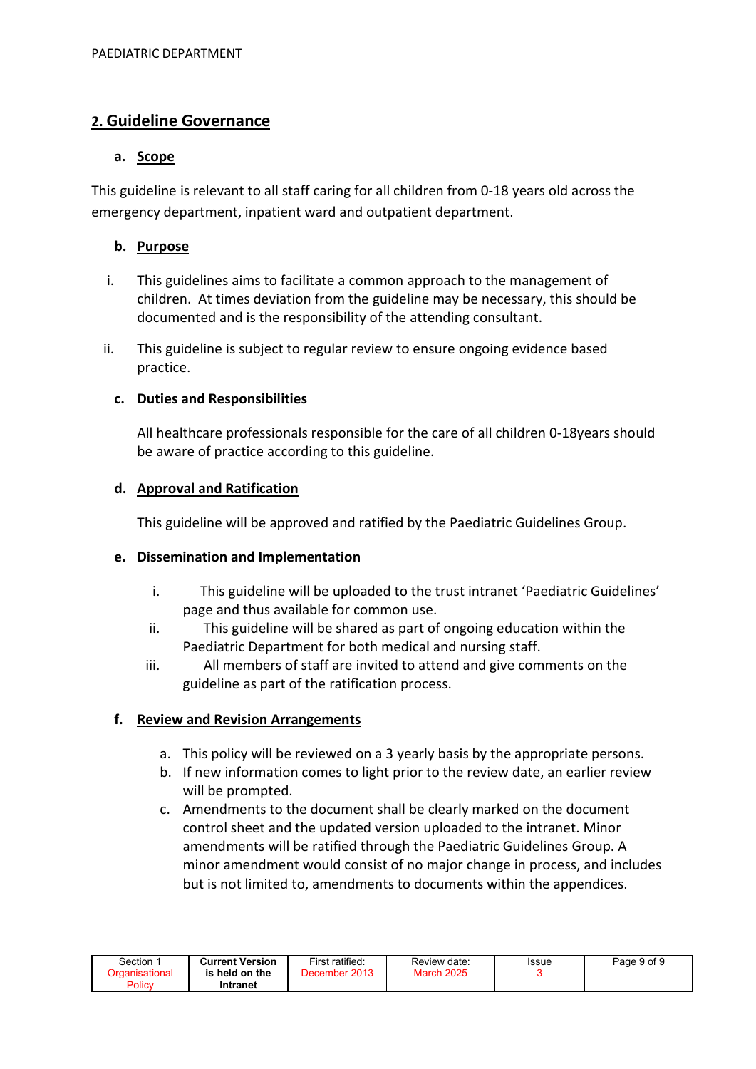## 2. Guideline Governance

### a. Scope

This guideline is relevant to all staff caring for all children from 0-18 years old across the emergency department, inpatient ward and outpatient department.

### b. Purpose

i. This guidelines aims to facilitate a common approach to the management of children. At times deviation from the guideline may be necessary, this should be documented and is the responsibility of the attending consultant.

ii. This guideline is subject to regular review to ensure ongoing evidence based practice.

### c. Duties and Responsibilities

All healthcare professionals responsible for the care of all children 0-18years should be aware of practice according to this guideline.

### d. Approval and Ratification

This guideline will be approved and ratified by the Paediatric Guidelines Group.

### e. Dissemination and Implementation

i. This guideline will be uploaded to the trust intranet 'Paediatric Guidelines' page and thus available for common use.
ii. This guideline will be shared as part of ongoing education within the Paediatric Department for both medical and nursing staff.
iii. All members of staff are invited to attend and give comments on the guideline as part of the ratification process.

### f. Review and Revision Arrangements

a. This policy will be reviewed on a 3 yearly basis by the appropriate persons.
b. If new information comes to light prior to the review date, an earlier review will be prompted.
c. Amendments to the document shall be clearly marked on the document control sheet and the updated version uploaded to the intranet. Minor amendments will be ratified through the Paediatric Guidelines Group. A minor amendment would consist of no major change in process, and includes but is not limited to, amendments to documents within the appendices.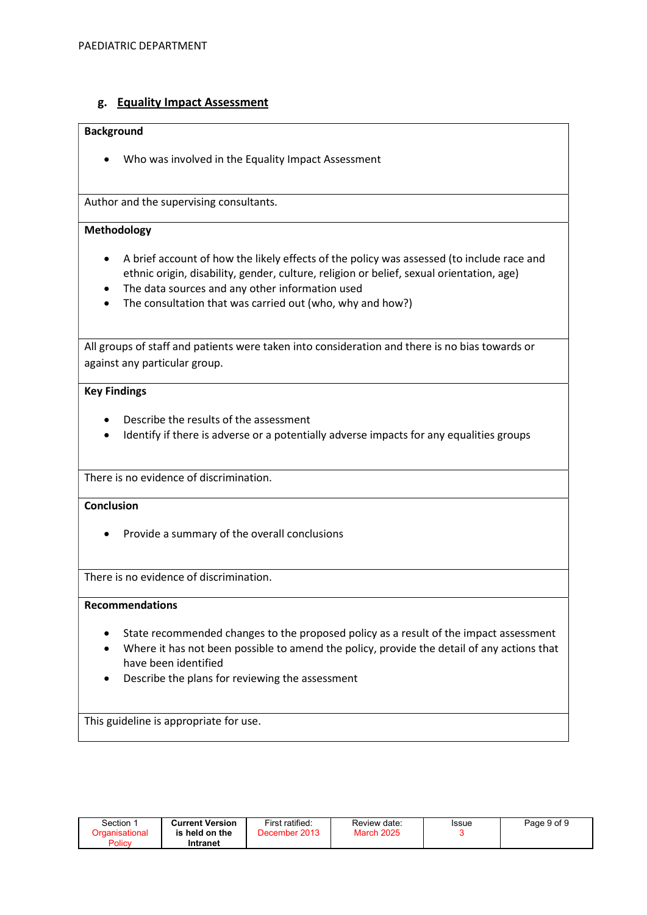## g. Equality Impact Assessment

| **Background**<br><br>• Who was involved in the Equality Impact Assessment |
|---|
| Author and the supervising consultants. |
| **Methodology**<br><br>• A brief account of how the likely effects of the policy was assessed (to include race and ethnic origin, disability, gender, culture, religion or belief, sexual orientation, age)<br>• The data sources and any other information used<br>• The consultation that was carried out (who, why and how?) |
| All groups of staff and patients were taken into consideration and there is no bias towards or against any particular group. |
| **Key Findings**<br><br>• Describe the results of the assessment<br>• Identify if there is adverse or a potentially adverse impacts for any equalities groups |
| There is no evidence of discrimination. |
| **Conclusion**<br><br>• Provide a summary of the overall conclusions |
| There is no evidence of discrimination. |
| **Recommendations**<br><br>• State recommended changes to the proposed policy as a result of the impact assessment<br>• Where it has not been possible to amend the policy, provide the detail of any actions that have been identified<br>• Describe the plans for reviewing the assessment |
| This guideline is appropriate for use. |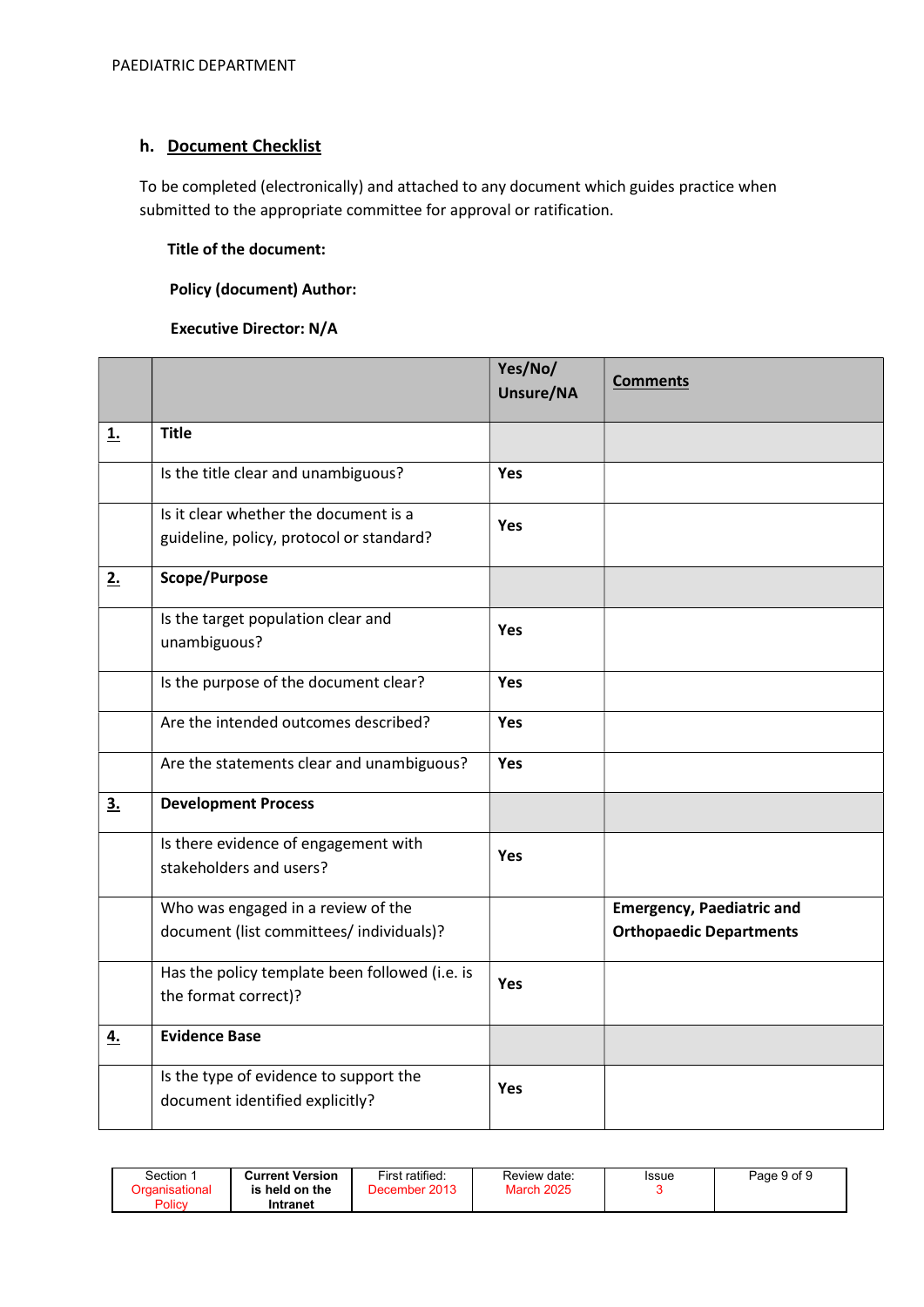### h. Document Checklist

To be completed (electronically) and attached to any document which guides practice when submitted to the appropriate committee for approval or ratification.

**Title of the document:**

**Policy (document) Author:**

**Executive Director: N/A**

| | | Yes/No/ Unsure/NA | Comments |
|---|---|---|---|
| **1.** | **Title** | | |
| | Is the title clear and unambiguous? | **Yes** | |
| | Is it clear whether the document is a guideline, policy, protocol or standard? | **Yes** | |
| **2.** | **Scope/Purpose** | | |
| | Is the target population clear and unambiguous? | **Yes** | |
| | Is the purpose of the document clear? | **Yes** | |
| | Are the intended outcomes described? | **Yes** | |
| | Are the statements clear and unambiguous? | **Yes** | |
| **3.** | **Development Process** | | |
| | Is there evidence of engagement with stakeholders and users? | **Yes** | |
| | Who was engaged in a review of the document (list committees/ individuals)? | | **Emergency, Paediatric and Orthopaedic Departments** |
| | Has the policy template been followed (i.e. is the format correct)? | **Yes** | |
| **4.** | **Evidence Base** | | |
| | Is the type of evidence to support the document identified explicitly? | **Yes** | |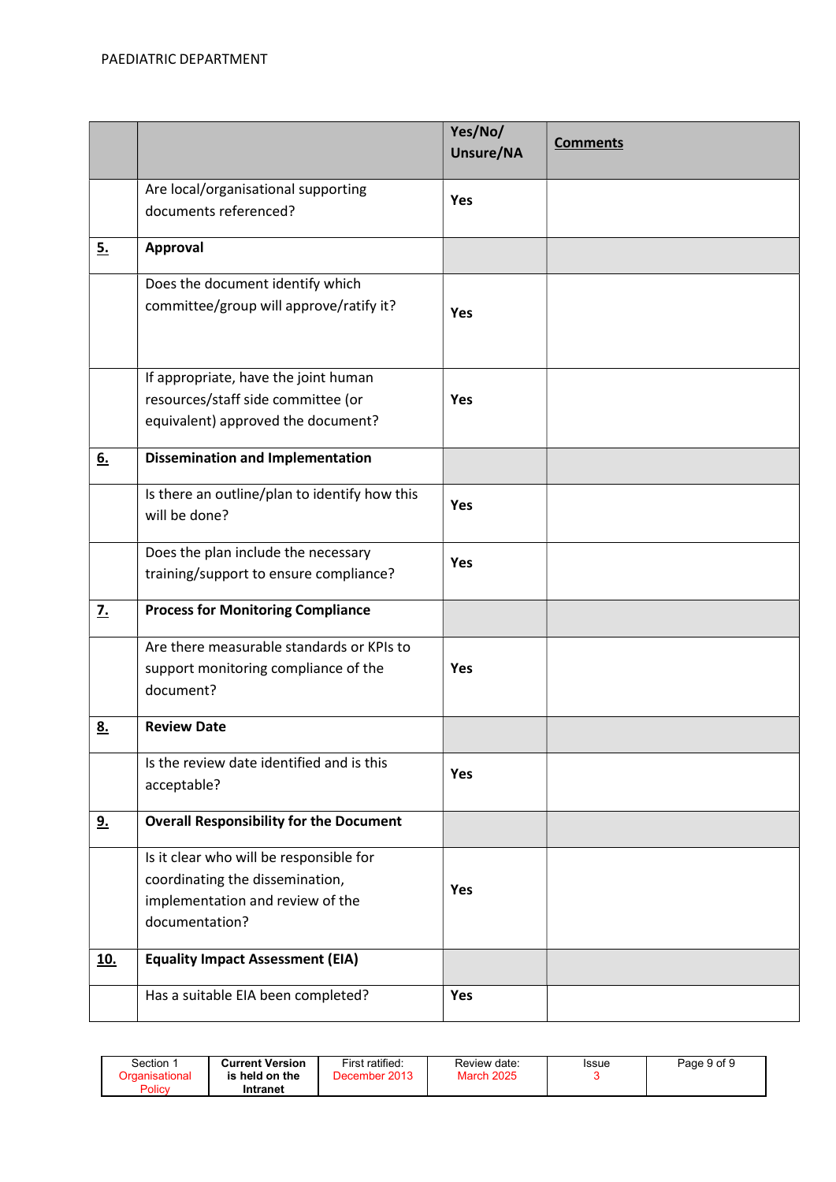| | | Yes/No/ Unsure/NA | Comments |
|---|---|---|---|
| | Are local/organisational supporting documents referenced? | **Yes** | |
| **5.** | **Approval** | | |
| | Does the document identify which committee/group will approve/ratify it? | **Yes** | |
| | If appropriate, have the joint human resources/staff side committee (or equivalent) approved the document? | **Yes** | |
| **6.** | **Dissemination and Implementation** | | |
| | Is there an outline/plan to identify how this will be done? | **Yes** | |
| | Does the plan include the necessary training/support to ensure compliance? | **Yes** | |
| **7.** | **Process for Monitoring Compliance** | | |
| | Are there measurable standards or KPIs to support monitoring compliance of the document? | **Yes** | |
| **8.** | **Review Date** | | |
| | Is the review date identified and is this acceptable? | **Yes** | |
| **9.** | **Overall Responsibility for the Document** | | |
| | Is it clear who will be responsible for coordinating the dissemination, implementation and review of the documentation? | **Yes** | |
| **10.** | **Equality Impact Assessment (EIA)** | | |
| | Has a suitable EIA been completed? | **Yes** | |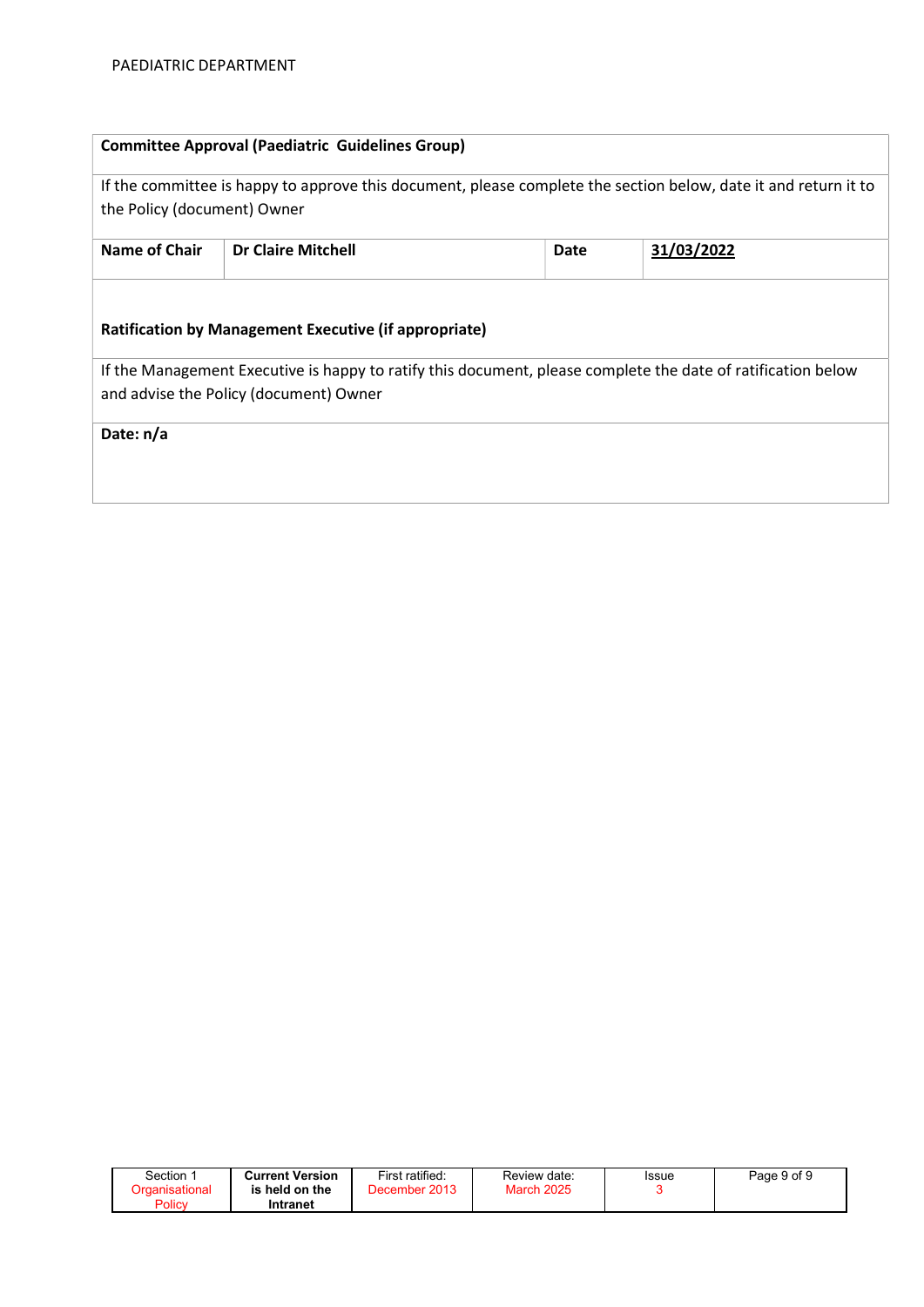| | | | |
|---|---|---|---|
| **Committee Approval (Paediatric Guidelines Group)** | | | |
| If the committee is happy to approve this document, please complete the section below, date it and return it to the Policy (document) Owner | | | |
| **Name of Chair** | **Dr Claire Mitchell** | **Date** | **31/03/2022** |
| **Ratification by Management Executive (if appropriate)** | | | |
| If the Management Executive is happy to ratify this document, please complete the date of ratification below and advise the Policy (document) Owner | | | |
| **Date: n/a** | | | |